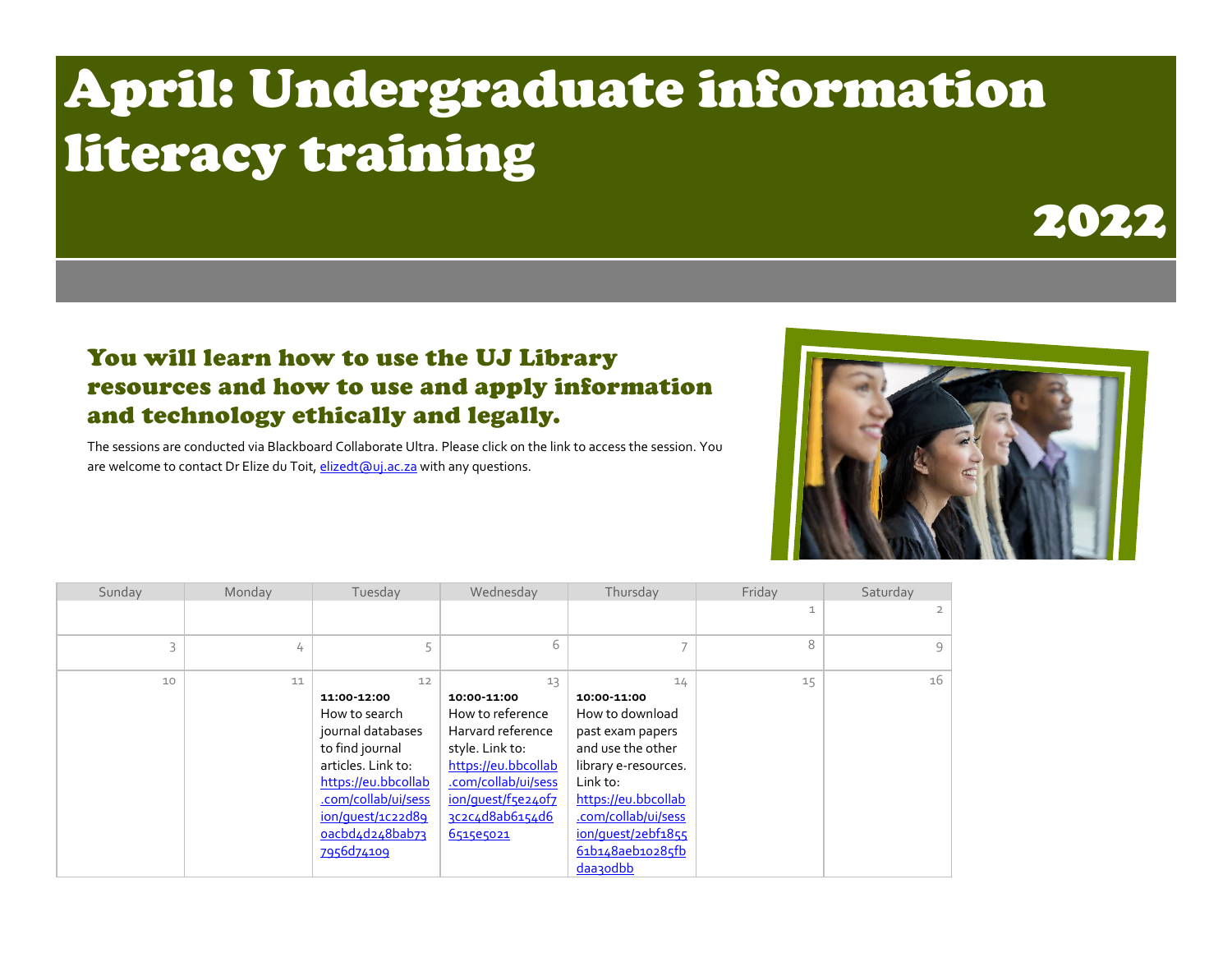# April: Undergraduate information literacy training

2022

## You will learn how to use the UJ Library resources and how to use and apply information and technology ethically and legally.

The sessions are conducted via Blackboard Collaborate Ultra. Please click on the link to access the session. You are welcome to contact Dr Elize du Toit, elizedt@uj.ac.za with any questions.

| Sunday | Monday | Tuesday | Wednesday | Thursday | Friday | Saturday |
|---|---|---|---|---|---|---|
| | | | | | 1 | 2 |
| 3 | 4 | 5 | 6 | 7 | 8 | 9 |
| 10 | 11 | 12<br>**11:00-12:00**<br>How to search journal databases to find journal articles. Link to: https://eu.bbcollab.com/collab/ui/session/guest/1c22d89oacbd4d248bab737956d74109 | 13<br>**10:00-11:00**<br>How to reference Harvard reference style. Link to: https://eu.bbcollab.com/collab/ui/session/guest/f5e240f73c2c4d8ab6154d66515e5021 | 14<br>**10:00-11:00**<br>How to download past exam papers and use the other library e-resources. Link to: https://eu.bbcollab.com/collab/ui/session/guest/2ebf185561b148aeb10285fbdaa30dbb | 15 | 16 |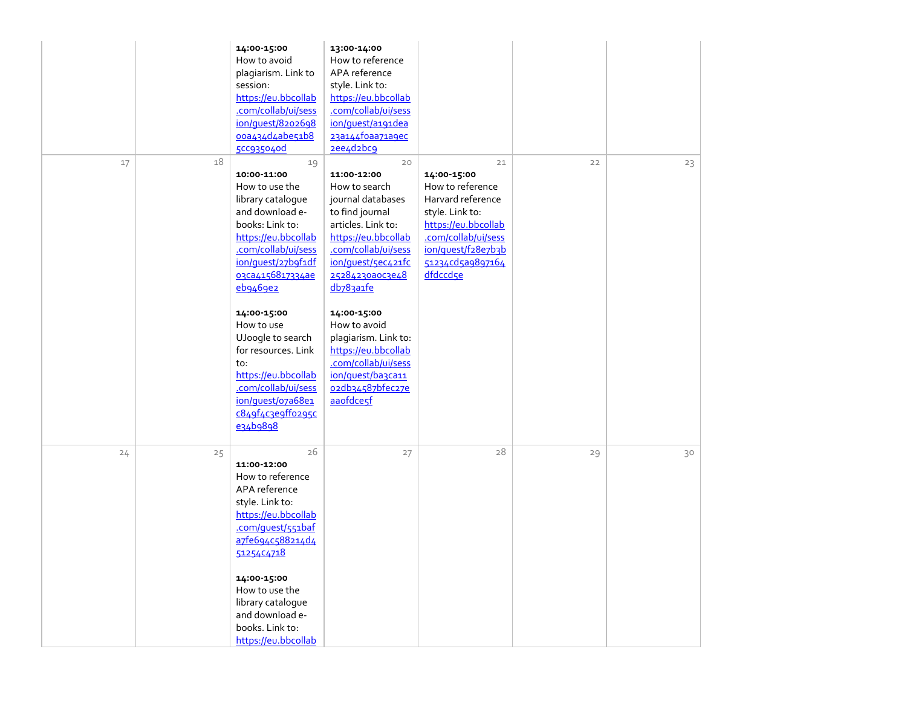| | | | | | | |
|---|---|---|---|---|---|---|
| | | **14:00-15:00**<br>How to avoid plagiarism. Link to session:<br>https://eu.bbcollab.com/collab/ui/session/guest/820269800a434d4abe51b85cc935040d | **13:00-14:00**<br>How to reference APA reference style. Link to:<br>https://eu.bbcollab.com/collab/ui/session/guest/a191dea23a144f0aa71a9ec2ee4d2bc9 | | | |
| 17 | 18 | 19<br>**10:00-11:00**<br>How to use the library catalogue and download e-books: Link to:<br>https://eu.bbcollab.com/collab/ui/session/guest/27b9f1df03ca4156817334aeeb9469e2<br><br>**14:00-15:00**<br>How to use UJoogle to search for resources. Link to:<br>https://eu.bbcollab.com/collab/ui/session/guest/07a68e1c849f4c3e9ff0295ce34b9898 | 20<br>**11:00-12:00**<br>How to search journal databases to find journal articles. Link to:<br>https://eu.bbcollab.com/collab/ui/session/guest/5ec421fc25284230a0c3e48db783a1fe<br><br>**14:00-15:00**<br>How to avoid plagiarism. Link to:<br>https://eu.bbcollab.com/collab/ui/session/guest/ba3ca1102db34587bfec27eaaofdce5f | 21<br>**14:00-15:00**<br>How to reference Harvard reference style. Link to:<br>https://eu.bbcollab.com/collab/ui/session/guest/f28e7b3b51234cd5a9897164dfdccd5e | 22 | 23 |
| 24 | 25 | 26<br>**11:00-12:00**<br>How to reference APA reference style. Link to:<br>https://eu.bbcollab.com/guest/551bafa7fe694c588214d451254c4718<br><br>**14:00-15:00**<br>How to use the library catalogue and download e-books. Link to:<br>https://eu.bbcollab | 27 | 28 | 29 | 30 |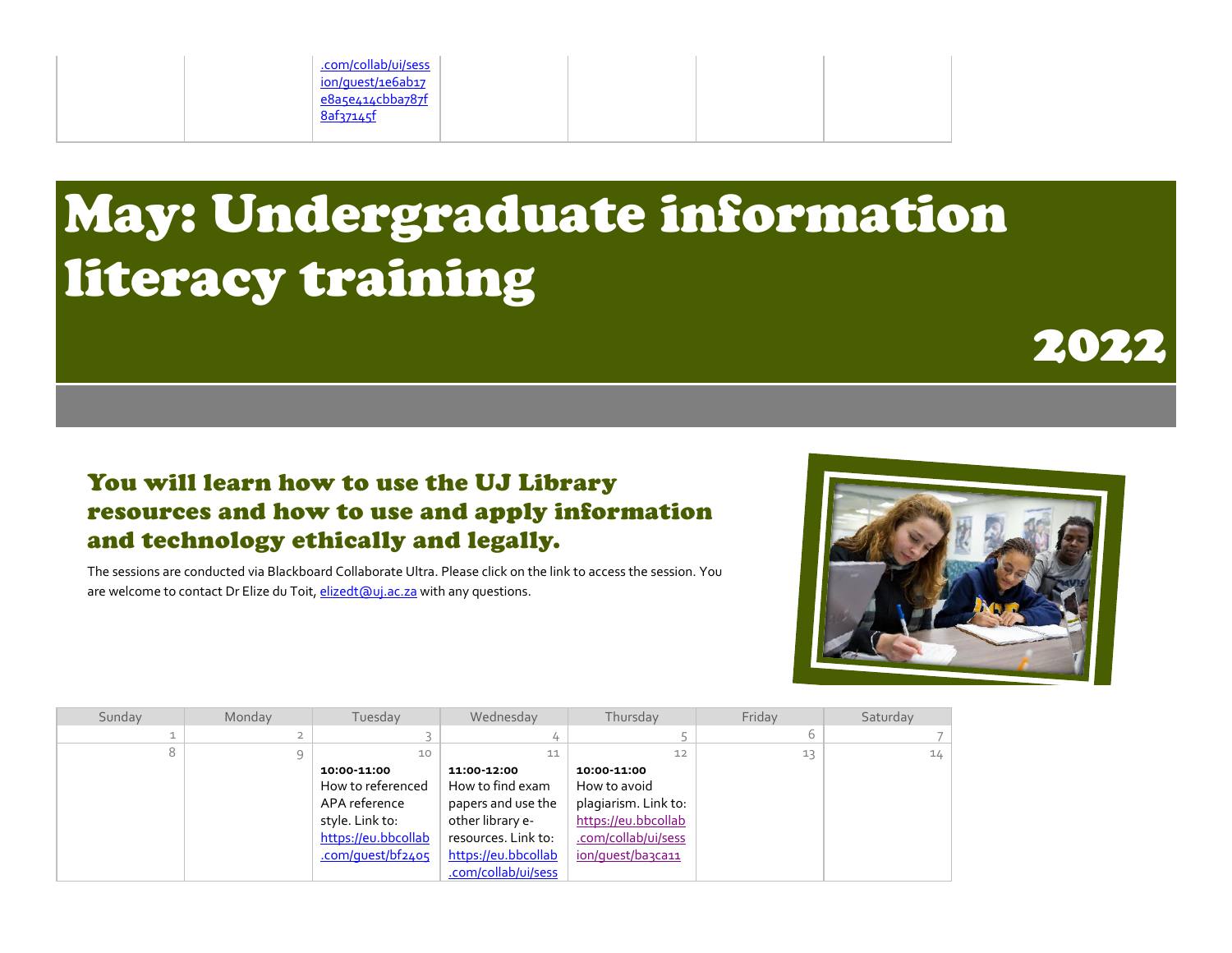| | | .com/collab/ui/session/guest/1e6ab17e8a5e414cbba787f8af37145f | | | | |
|---|---|---|---|---|---|---|

# May: Undergraduate information literacy training

# 2022

### You will learn how to use the UJ Library resources and how to use and apply information and technology ethically and legally.

The sessions are conducted via Blackboard Collaborate Ultra. Please click on the link to access the session. You are welcome to contact Dr Elize du Toit, elizedt@uj.ac.za with any questions.

| Sunday | Monday | Tuesday | Wednesday | Thursday | Friday | Saturday |
|---|---|---|---|---|---|---|
| 1 | 2 | 3 | 4 | 5 | 6 | 7 |
| 8 | 9 | 10 **10:00-11:00** How to referenced APA reference style. Link to: https://eu.bbcollab.com/guest/bf2405 | 11 **11:00-12:00** How to find exam papers and use the other library e-resources. Link to: https://eu.bbcollab.com/collab/ui/sess | 12 **10:00-11:00** How to avoid plagiarism. Link to: https://eu.bbcollab.com/collab/ui/session/guest/ba3ca11 | 13 | 14 |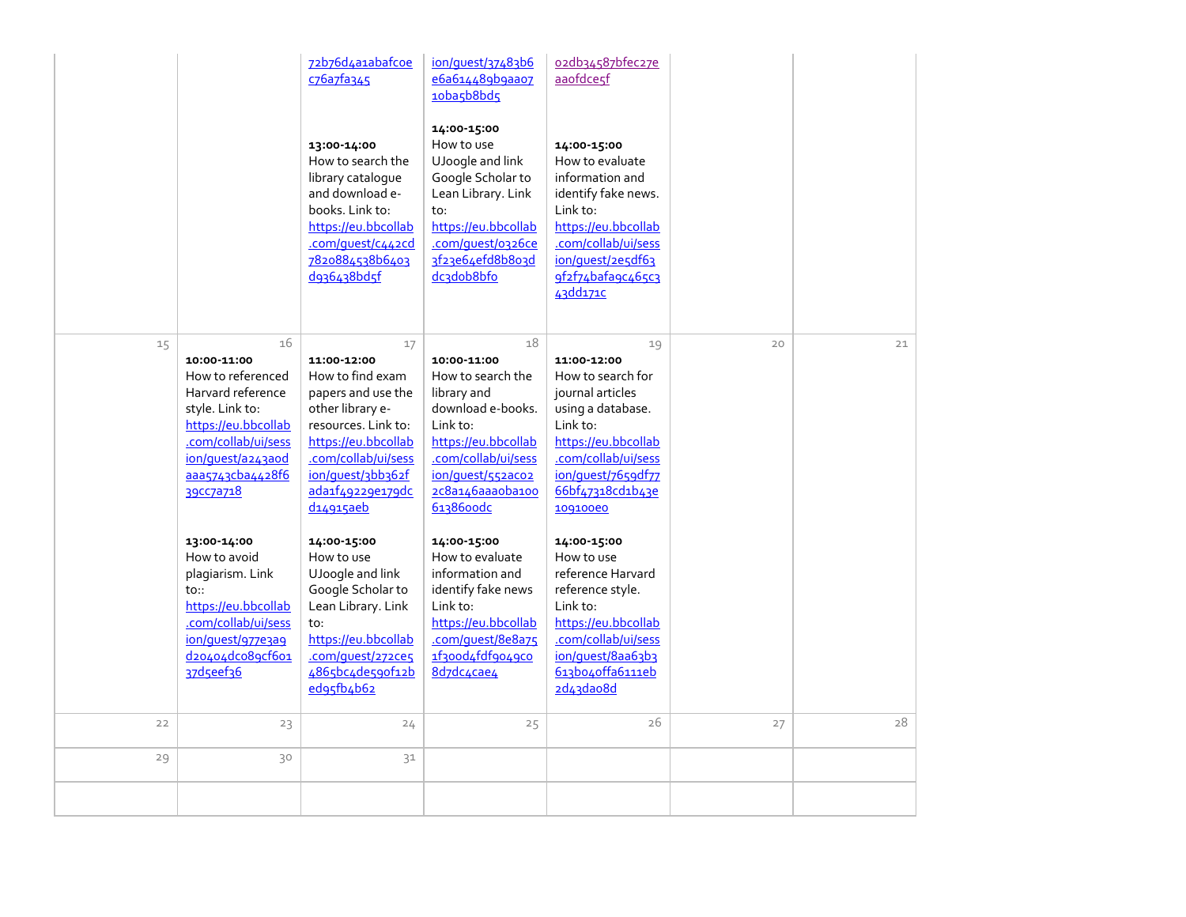| | | | | | | |
|---|---|---|---|---|---|---|
| | | 72b76d4a1abafcoec76a7fa345<br><br>**13:00-14:00**<br>How to search the library catalogue and download e-books. Link to: https://eu.bbcollab.com/guest/c442cd7820884538b6403d936438bd5f | ion/guest/37483b6e6a61448​9b9aa071oba5b8bd5<br><br>**14:00-15:00**<br>How to use UJoogle and link Google Scholar to Lean Library. Link to: https://eu.bbcollab.com/guest/0326ce3f23e64efd8b803ddc3dob8bfo | o2db34587bfec27eaaofdce5f<br><br>**14:00-15:00**<br>How to evaluate information and identify fake news. Link to: https://eu.bbcollab.com/collab/ui/session/guest/2e5df639f2f74bafa9c465c343dd171c | | |
| 15 | 16<br>**10:00-11:00**<br>How to referenced Harvard reference style. Link to: https://eu.bbcollab.com/collab/ui/session/guest/a243a0daaa5743cba4428f639cc7a718<br><br>**13:00-14:00**<br>How to avoid plagiarism. Link to:: https://eu.bbcollab.com/collab/ui/session/guest/977e3a9d20404dc089cf60137d5eef36 | 17<br>**11:00-12:00**<br>How to find exam papers and use the other library e-resources. Link to: https://eu.bbcollab.com/collab/ui/session/guest/3bb362fada1f49229e179dcd14915aeb<br><br>**14:00-15:00**<br>How to use UJoogle and link Google Scholar to Lean Library. Link to: https://eu.bbcollab.com/guest/272ce54865bc4de590f12bed95fb4b62 | 18<br>**10:00-11:00**<br>How to search the library and download e-books. Link to: https://eu.bbcollab.com/collab/ui/session/guest/552ac022c8a146aaa0ba10061386oodc<br><br>**14:00-15:00**<br>How to evaluate information and identify fake news Link to: https://eu.bbcollab.com/guest/8e8a751f300d4fdf9049c08d7dc4cae4 | 19<br>**11:00-12:00**<br>How to search for journal articles using a database. Link to: https://eu.bbcollab.com/collab/ui/session/guest/7659df7766bf47318cd1b43e109100e0<br><br>**14:00-15:00**<br>How to use reference Harvard reference style. Link to: https://eu.bbcollab.com/collab/ui/session/guest/8aa63b3613b040ffa6111eb2d43da08d | 20 | 21 |
| 22 | 23 | 24 | 25 | 26 | 27 | 28 |
| 29 | 30 | 31 | | | | |
| | | | | | | |